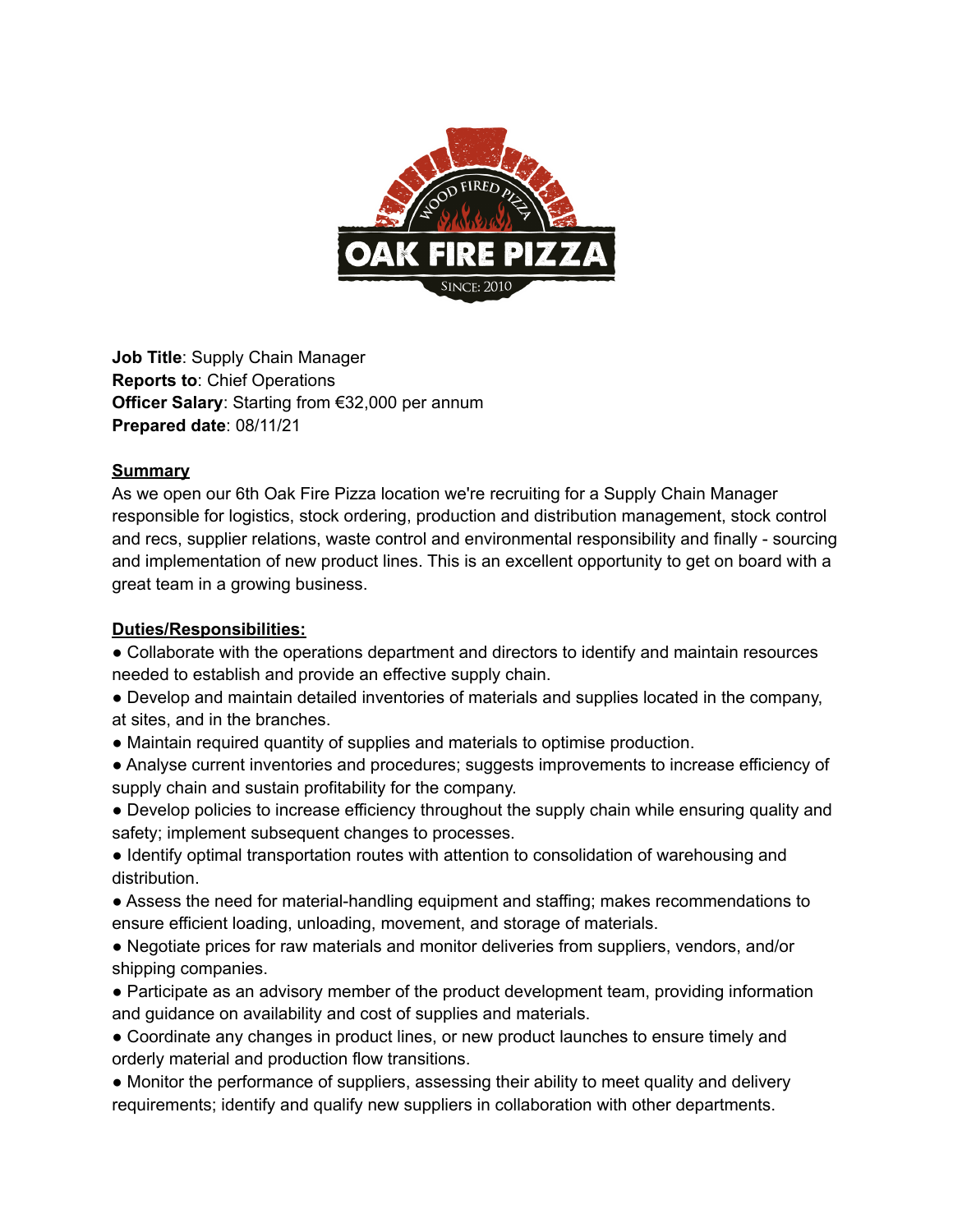**Job Title**: Supply Chain Manager
**Reports to**: Chief Operations
**Officer Salary**: Starting from €32,000 per annum
**Prepared date**: 08/11/21

**Summary**

As we open our 6th Oak Fire Pizza location we're recruiting for a Supply Chain Manager responsible for logistics, stock ordering, production and distribution management, stock control and recs, supplier relations, waste control and environmental responsibility and finally - sourcing and implementation of new product lines. This is an excellent opportunity to get on board with a great team in a growing business.

**Duties/Responsibilities:**

- Collaborate with the operations department and directors to identify and maintain resources needed to establish and provide an effective supply chain.
- Develop and maintain detailed inventories of materials and supplies located in the company, at sites, and in the branches.
- Maintain required quantity of supplies and materials to optimise production.
- Analyse current inventories and procedures; suggests improvements to increase efficiency of supply chain and sustain profitability for the company.
- Develop policies to increase efficiency throughout the supply chain while ensuring quality and safety; implement subsequent changes to processes.
- Identify optimal transportation routes with attention to consolidation of warehousing and distribution.
- Assess the need for material-handling equipment and staffing; makes recommendations to ensure efficient loading, unloading, movement, and storage of materials.
- Negotiate prices for raw materials and monitor deliveries from suppliers, vendors, and/or shipping companies.
- Participate as an advisory member of the product development team, providing information and guidance on availability and cost of supplies and materials.
- Coordinate any changes in product lines, or new product launches to ensure timely and orderly material and production flow transitions.
- Monitor the performance of suppliers, assessing their ability to meet quality and delivery requirements; identify and qualify new suppliers in collaboration with other departments.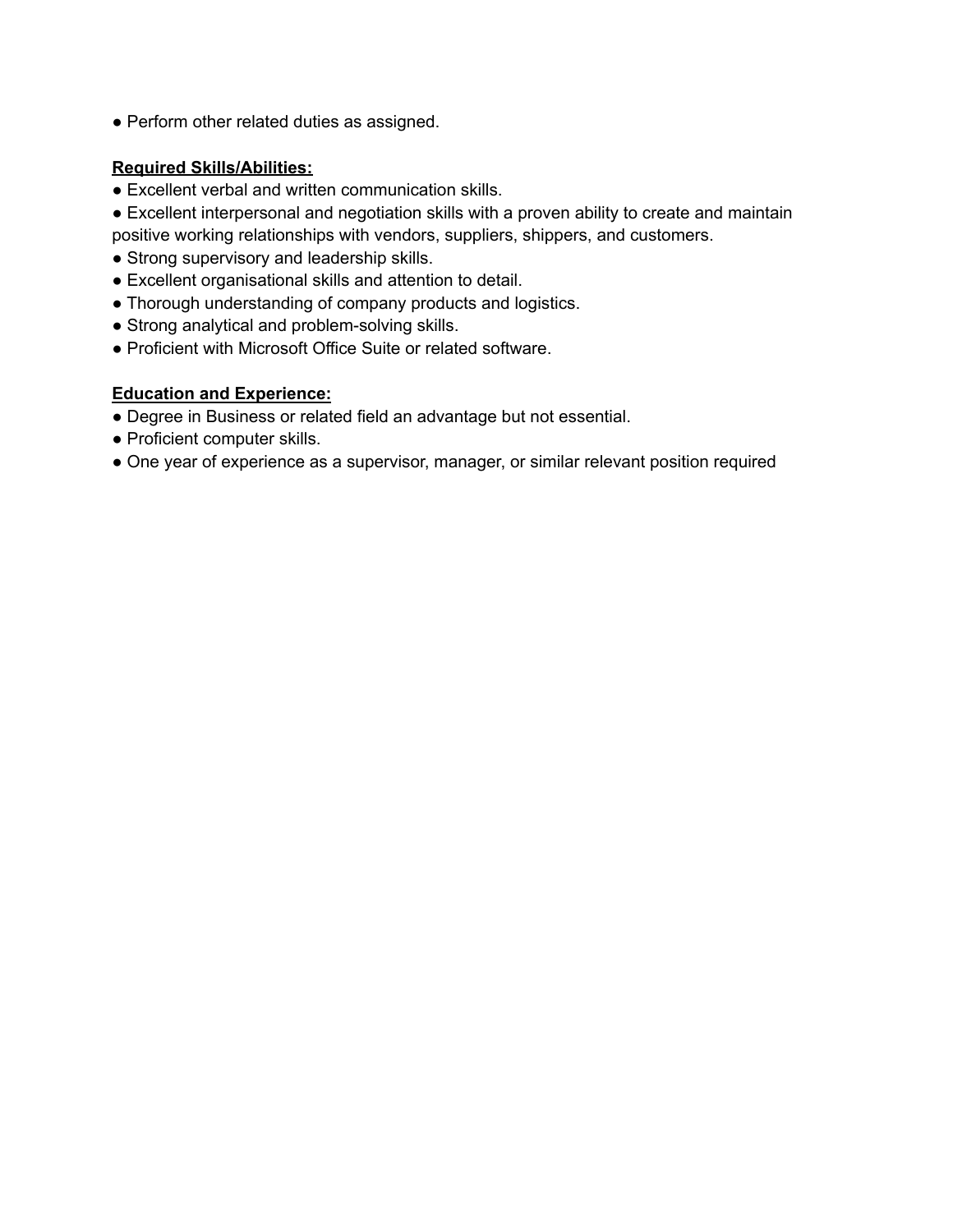- Perform other related duties as assigned.

**Required Skills/Abilities:**

- Excellent verbal and written communication skills.
- Excellent interpersonal and negotiation skills with a proven ability to create and maintain positive working relationships with vendors, suppliers, shippers, and customers.
- Strong supervisory and leadership skills.
- Excellent organisational skills and attention to detail.
- Thorough understanding of company products and logistics.
- Strong analytical and problem-solving skills.
- Proficient with Microsoft Office Suite or related software.

**Education and Experience:**

- Degree in Business or related field an advantage but not essential.
- Proficient computer skills.
- One year of experience as a supervisor, manager, or similar relevant position required